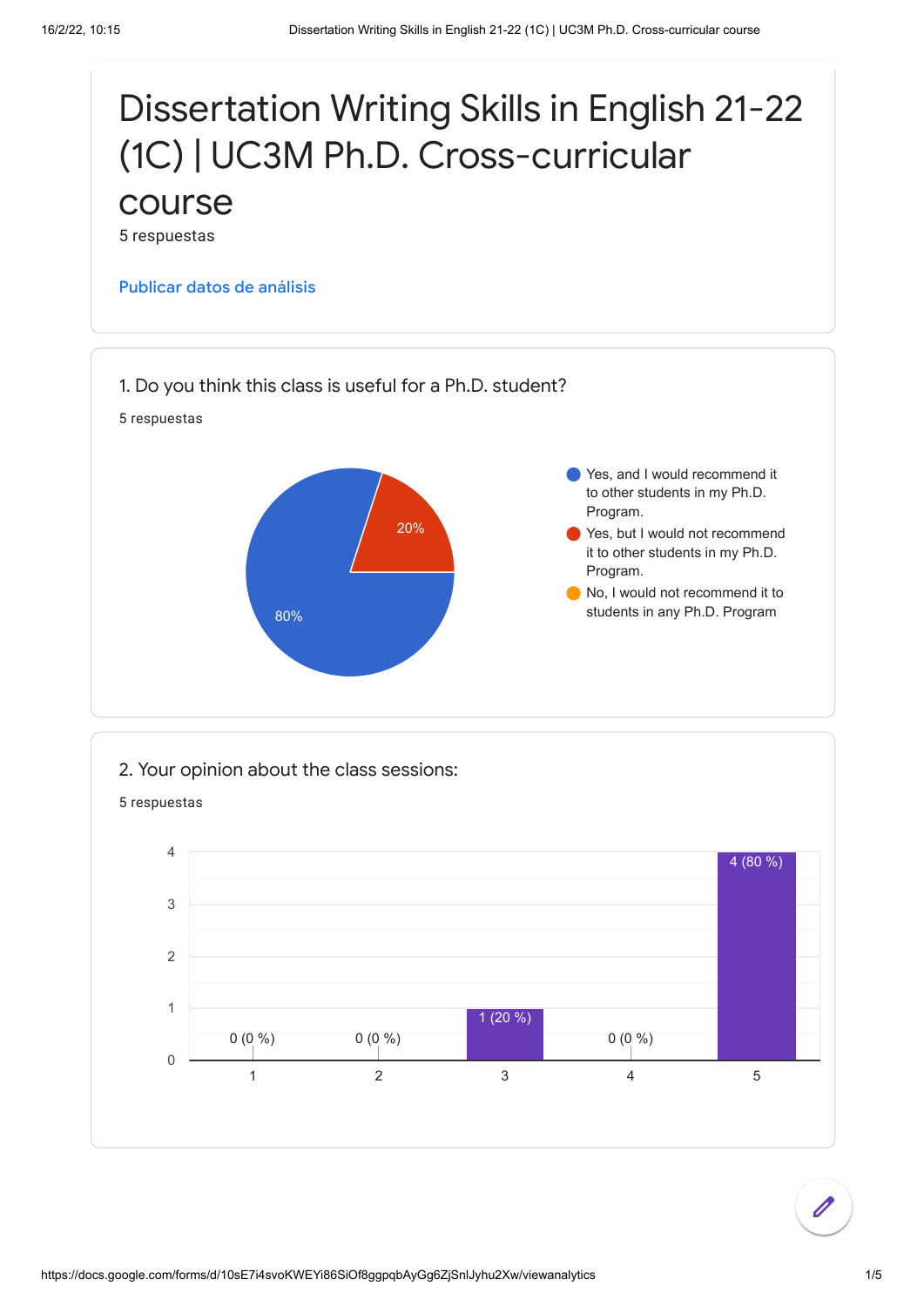# Dissertation Writing Skills in English 21-22 (1C) | UC3M Ph.D. Cross-curricular course

5 respuestas

Publicar datos de análisis

## 1. Do you think this class is useful for a Ph.D. student?

5 respuestas

| Respuesta | Porcentaje |
| --- | --- |
| Yes, and I would recommend it to other students in my Ph.D. Program. | 80% |
| Yes, but I would not recommend it to other students in my Ph.D. Program. | 20% |
| No, I would not recommend it to students in any Ph.D. Program | |

## 2. Your opinion about the class sessions:

5 respuestas

| Valoración | Respuestas |
| --- | --- |
| 1 | 0 (0 %) |
| 2 | 0 (0 %) |
| 3 | 1 (20 %) |
| 4 | 0 (0 %) |
| 5 | 4 (80 %) |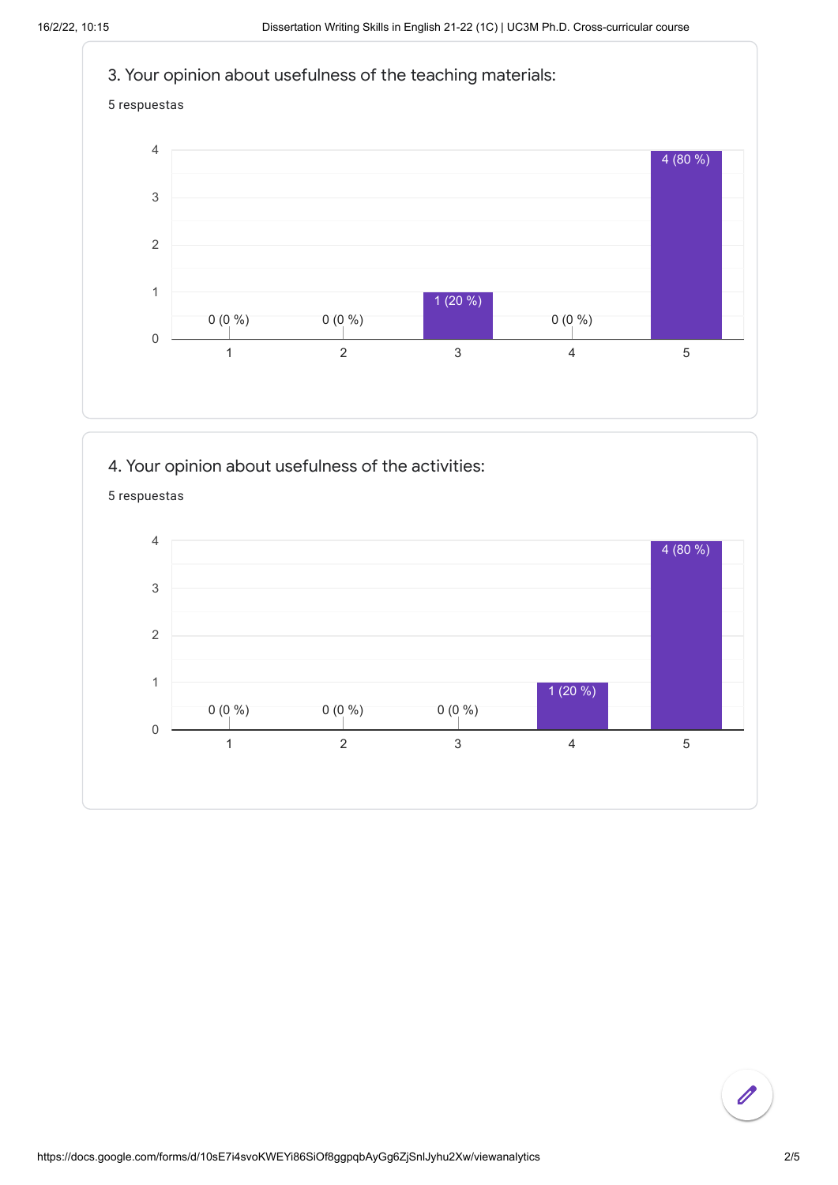## 3. Your opinion about usefulness of the teaching materials:

5 respuestas

| Rating | Responses |
|---|---|
| 1 | 0 (0 %) |
| 2 | 0 (0 %) |
| 3 | 1 (20 %) |
| 4 | 0 (0 %) |
| 5 | 4 (80 %) |

## 4. Your opinion about usefulness of the activities:

5 respuestas

| Rating | Responses |
|---|---|
| 1 | 0 (0 %) |
| 2 | 0 (0 %) |
| 3 | 0 (0 %) |
| 4 | 1 (20 %) |
| 5 | 4 (80 %) |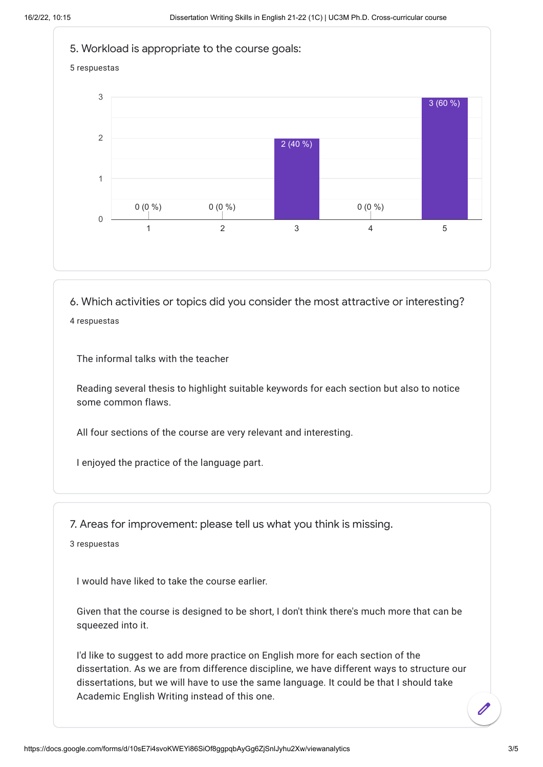## 5. Workload is appropriate to the course goals:

5 respuestas

| Rating | Responses |
|---|---|
| 1 | 0 (0 %) |
| 2 | 0 (0 %) |
| 3 | 2 (40 %) |
| 4 | 0 (0 %) |
| 5 | 3 (60 %) |

## 6. Which activities or topics did you consider the most attractive or interesting?

4 respuestas

The informal talks with the teacher

Reading several thesis to highlight suitable keywords for each section but also to notice some common flaws.

All four sections of the course are very relevant and interesting.

I enjoyed the practice of the language part.

## 7. Areas for improvement: please tell us what you think is missing.

3 respuestas

I would have liked to take the course earlier.

Given that the course is designed to be short, I don't think there's much more that can be squeezed into it.

I'd like to suggest to add more practice on English more for each section of the dissertation. As we are from difference discipline, we have different ways to structure our dissertations, but we will have to use the same language. It could be that I should take Academic English Writing instead of this one.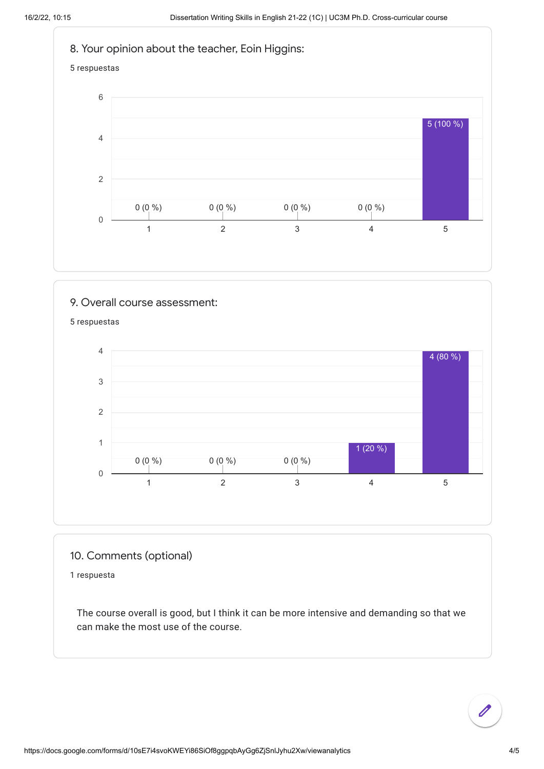## 8. Your opinion about the teacher, Eoin Higgins:

5 respuestas

| Rating | Responses |
|---|---|
| 1 | 0 (0 %) |
| 2 | 0 (0 %) |
| 3 | 0 (0 %) |
| 4 | 0 (0 %) |
| 5 | 5 (100 %) |

## 9. Overall course assessment:

5 respuestas

| Rating | Responses |
|---|---|
| 1 | 0 (0 %) |
| 2 | 0 (0 %) |
| 3 | 0 (0 %) |
| 4 | 1 (20 %) |
| 5 | 4 (80 %) |

## 10. Comments (optional)

1 respuesta

The course overall is good, but I think it can be more intensive and demanding so that we can make the most use of the course.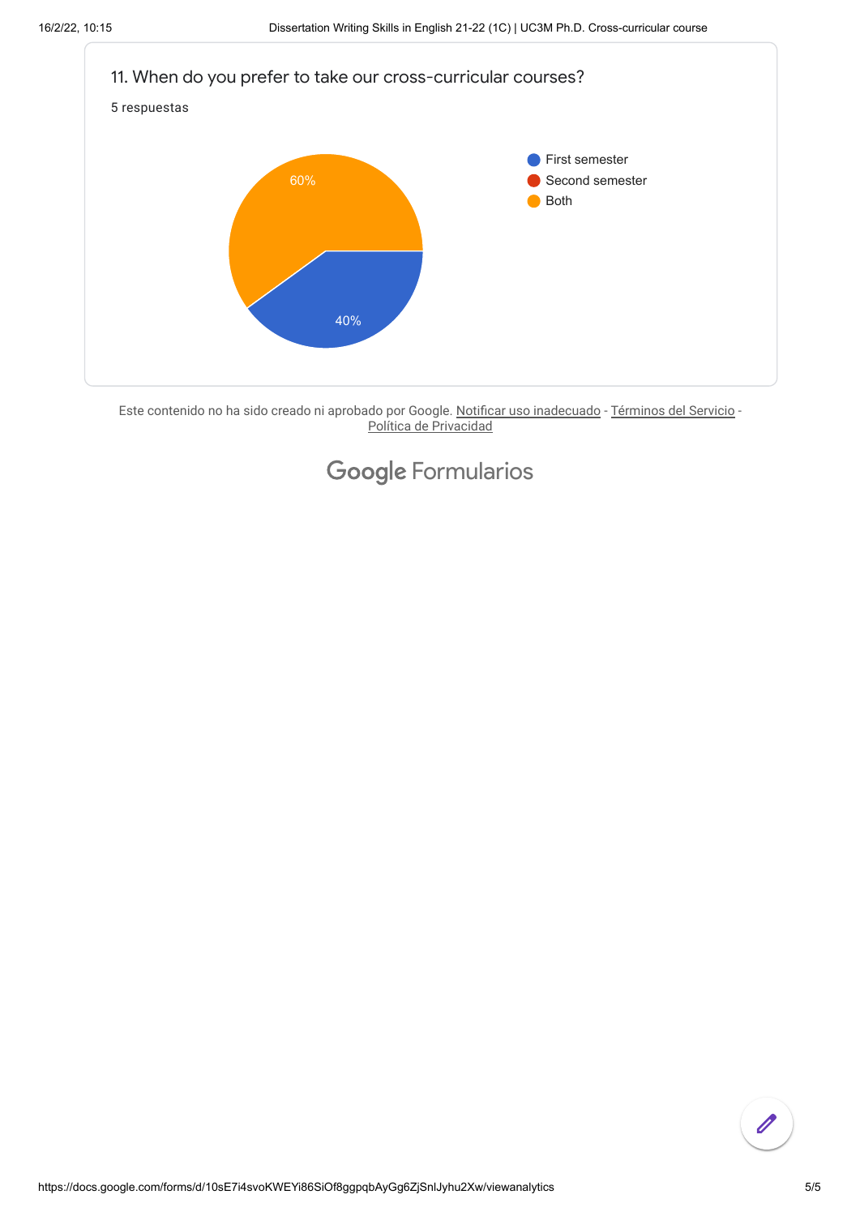11. When do you prefer to take our cross-curricular courses?

5 respuestas

60%

40%

First semester

Second semester

Both

Este contenido no ha sido creado ni aprobado por Google. Notificar uso inadecuado - Términos del Servicio - Política de Privacidad

Google Formularios